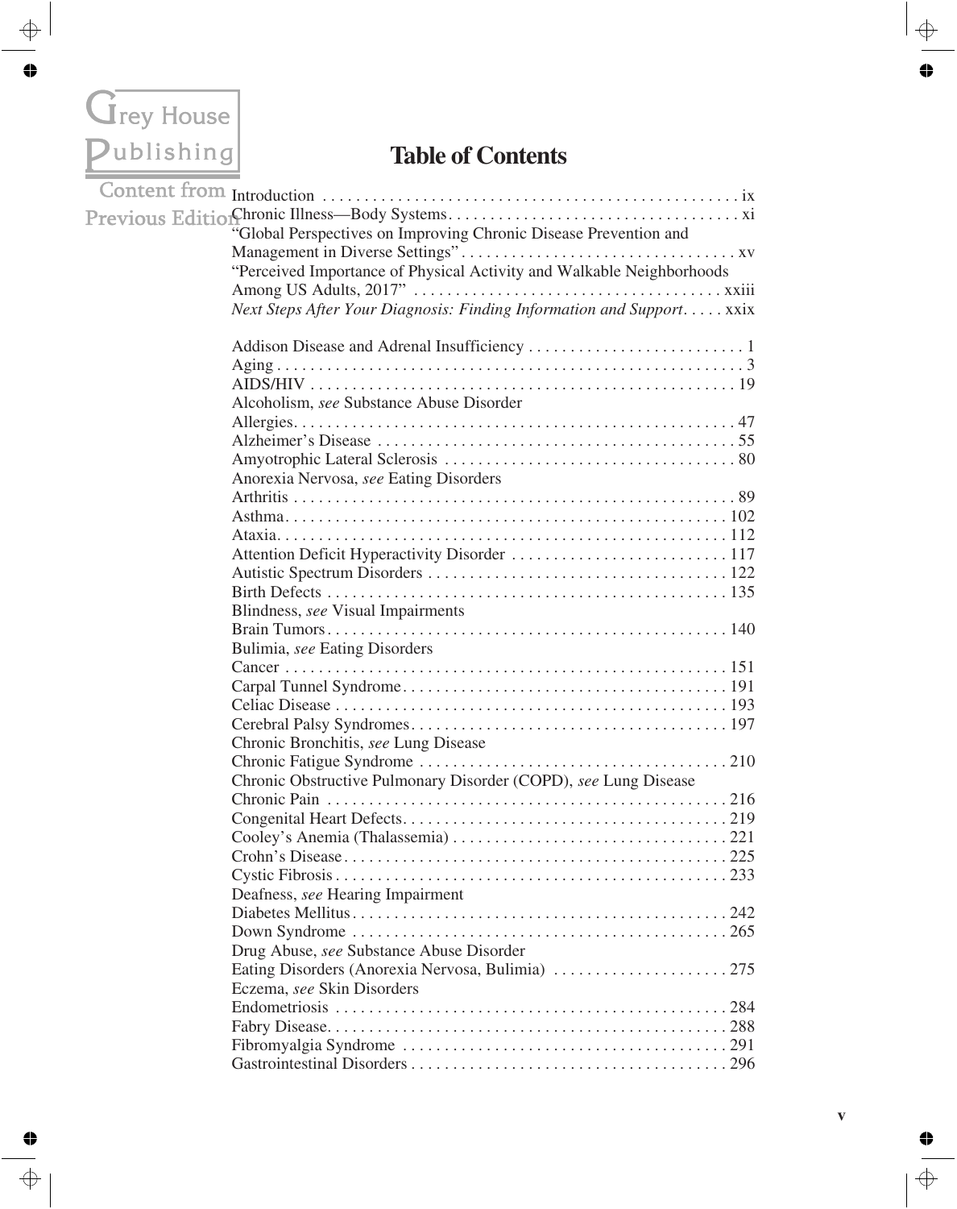# Table of Contents

Introduction . . . . . . . . . . . . . . . . . . . . . . . . . . . . . . . . . . . . . . . . . . . . . . . . . . ix
Chronic Illness—Body Systems. . . . . . . . . . . . . . . . . . . . . . . . . . . . . . . . . . . . xi
"Global Perspectives on Improving Chronic Disease Prevention and Management in Diverse Settings" . . . . . . . . . . . . . . . . . . . . . . . . . . . . . . . . . xv
"Perceived Importance of Physical Activity and Walkable Neighborhoods Among US Adults, 2017" . . . . . . . . . . . . . . . . . . . . . . . . . . . . . . . . . . . . xxiii
*Next Steps After Your Diagnosis: Finding Information and Support*. . . . . xxix

Addison Disease and Adrenal Insufficiency . . . . . . . . . . . . . . . . . . . . . . . . . . 1
Aging . . . . . . . . . . . . . . . . . . . . . . . . . . . . . . . . . . . . . . . . . . . . . . . . . . . . . . . 3
AIDS/HIV . . . . . . . . . . . . . . . . . . . . . . . . . . . . . . . . . . . . . . . . . . . . . . . . . . . 19
Alcoholism, *see* Substance Abuse Disorder
Allergies. . . . . . . . . . . . . . . . . . . . . . . . . . . . . . . . . . . . . . . . . . . . . . . . . . . . 47
Alzheimer's Disease . . . . . . . . . . . . . . . . . . . . . . . . . . . . . . . . . . . . . . . . . . . 55
Amyotrophic Lateral Sclerosis . . . . . . . . . . . . . . . . . . . . . . . . . . . . . . . . . . . 80
Anorexia Nervosa, *see* Eating Disorders
Arthritis . . . . . . . . . . . . . . . . . . . . . . . . . . . . . . . . . . . . . . . . . . . . . . . . . . . . 89
Asthma. . . . . . . . . . . . . . . . . . . . . . . . . . . . . . . . . . . . . . . . . . . . . . . . . . . . . 102
Ataxia. . . . . . . . . . . . . . . . . . . . . . . . . . . . . . . . . . . . . . . . . . . . . . . . . . . . . . 112
Attention Deficit Hyperactivity Disorder . . . . . . . . . . . . . . . . . . . . . . . . . . 117
Autistic Spectrum Disorders . . . . . . . . . . . . . . . . . . . . . . . . . . . . . . . . . . . . 122
Birth Defects . . . . . . . . . . . . . . . . . . . . . . . . . . . . . . . . . . . . . . . . . . . . . . . . 135
Blindness, *see* Visual Impairments
Brain Tumors . . . . . . . . . . . . . . . . . . . . . . . . . . . . . . . . . . . . . . . . . . . . . . . . 140
Bulimia, *see* Eating Disorders
Cancer . . . . . . . . . . . . . . . . . . . . . . . . . . . . . . . . . . . . . . . . . . . . . . . . . . . . . 151
Carpal Tunnel Syndrome. . . . . . . . . . . . . . . . . . . . . . . . . . . . . . . . . . . . . . . 191
Celiac Disease . . . . . . . . . . . . . . . . . . . . . . . . . . . . . . . . . . . . . . . . . . . . . . . 193
Cerebral Palsy Syndromes. . . . . . . . . . . . . . . . . . . . . . . . . . . . . . . . . . . . . . 197
Chronic Bronchitis, *see* Lung Disease
Chronic Fatigue Syndrome . . . . . . . . . . . . . . . . . . . . . . . . . . . . . . . . . . . . . 210
Chronic Obstructive Pulmonary Disorder (COPD), *see* Lung Disease
Chronic Pain . . . . . . . . . . . . . . . . . . . . . . . . . . . . . . . . . . . . . . . . . . . . . . . . 216
Congenital Heart Defects. . . . . . . . . . . . . . . . . . . . . . . . . . . . . . . . . . . . . . . 219
Cooley's Anemia (Thalassemia) . . . . . . . . . . . . . . . . . . . . . . . . . . . . . . . . . 221
Crohn's Disease. . . . . . . . . . . . . . . . . . . . . . . . . . . . . . . . . . . . . . . . . . . . . . 225
Cystic Fibrosis . . . . . . . . . . . . . . . . . . . . . . . . . . . . . . . . . . . . . . . . . . . . . . . 233
Deafness, *see* Hearing Impairment
Diabetes Mellitus. . . . . . . . . . . . . . . . . . . . . . . . . . . . . . . . . . . . . . . . . . . . . 242
Down Syndrome . . . . . . . . . . . . . . . . . . . . . . . . . . . . . . . . . . . . . . . . . . . . . 265
Drug Abuse, *see* Substance Abuse Disorder
Eating Disorders (Anorexia Nervosa, Bulimia) . . . . . . . . . . . . . . . . . . . . . 275
Eczema, *see* Skin Disorders
Endometriosis . . . . . . . . . . . . . . . . . . . . . . . . . . . . . . . . . . . . . . . . . . . . . . . 284
Fabry Disease. . . . . . . . . . . . . . . . . . . . . . . . . . . . . . . . . . . . . . . . . . . . . . . . 288
Fibromyalgia Syndrome . . . . . . . . . . . . . . . . . . . . . . . . . . . . . . . . . . . . . . . 291
Gastrointestinal Disorders . . . . . . . . . . . . . . . . . . . . . . . . . . . . . . . . . . . . . . 296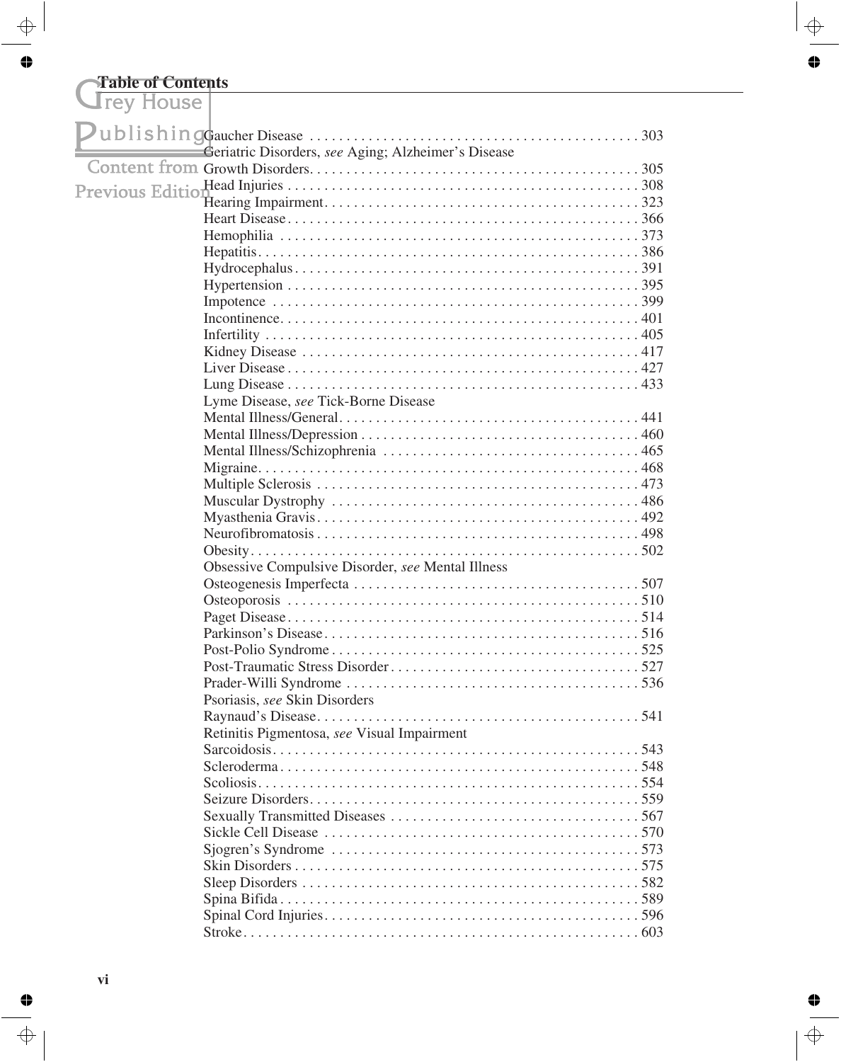# Table of Contents

Gaucher Disease . . . . . . . . . . . . . . . . . . . . . . . . . . . . . . . . . . . . . . . . . . . . . . 303
Geriatric Disorders, *see* Aging; Alzheimer's Disease
Growth Disorders. . . . . . . . . . . . . . . . . . . . . . . . . . . . . . . . . . . . . . . . . . . . . 305
Head Injuries . . . . . . . . . . . . . . . . . . . . . . . . . . . . . . . . . . . . . . . . . . . . . . . 308
Hearing Impairment. . . . . . . . . . . . . . . . . . . . . . . . . . . . . . . . . . . . . . . . . . . 323
Heart Disease. . . . . . . . . . . . . . . . . . . . . . . . . . . . . . . . . . . . . . . . . . . . . . . . 366
Hemophilia . . . . . . . . . . . . . . . . . . . . . . . . . . . . . . . . . . . . . . . . . . . . . . . . . 373
Hepatitis. . . . . . . . . . . . . . . . . . . . . . . . . . . . . . . . . . . . . . . . . . . . . . . . . . . 386
Hydrocephalus. . . . . . . . . . . . . . . . . . . . . . . . . . . . . . . . . . . . . . . . . . . . . . . 391
Hypertension . . . . . . . . . . . . . . . . . . . . . . . . . . . . . . . . . . . . . . . . . . . . . . . 395
Impotence . . . . . . . . . . . . . . . . . . . . . . . . . . . . . . . . . . . . . . . . . . . . . . . . . 399
Incontinence. . . . . . . . . . . . . . . . . . . . . . . . . . . . . . . . . . . . . . . . . . . . . . . . 401
Infertility . . . . . . . . . . . . . . . . . . . . . . . . . . . . . . . . . . . . . . . . . . . . . . . . . . 405
Kidney Disease . . . . . . . . . . . . . . . . . . . . . . . . . . . . . . . . . . . . . . . . . . . . . . 417
Liver Disease . . . . . . . . . . . . . . . . . . . . . . . . . . . . . . . . . . . . . . . . . . . . . . . 427
Lung Disease . . . . . . . . . . . . . . . . . . . . . . . . . . . . . . . . . . . . . . . . . . . . . . . 433
Lyme Disease, *see* Tick-Borne Disease
Mental Illness/General. . . . . . . . . . . . . . . . . . . . . . . . . . . . . . . . . . . . . . . . 441
Mental Illness/Depression . . . . . . . . . . . . . . . . . . . . . . . . . . . . . . . . . . . . . 460
Mental Illness/Schizophrenia . . . . . . . . . . . . . . . . . . . . . . . . . . . . . . . . . . . 465
Migraine. . . . . . . . . . . . . . . . . . . . . . . . . . . . . . . . . . . . . . . . . . . . . . . . . . . 468
Multiple Sclerosis . . . . . . . . . . . . . . . . . . . . . . . . . . . . . . . . . . . . . . . . . . . 473
Muscular Dystrophy . . . . . . . . . . . . . . . . . . . . . . . . . . . . . . . . . . . . . . . . . 486
Myasthenia Gravis. . . . . . . . . . . . . . . . . . . . . . . . . . . . . . . . . . . . . . . . . . . 492
Neurofibromatosis . . . . . . . . . . . . . . . . . . . . . . . . . . . . . . . . . . . . . . . . . . . 498
Obesity. . . . . . . . . . . . . . . . . . . . . . . . . . . . . . . . . . . . . . . . . . . . . . . . . . . . 502
Obsessive Compulsive Disorder, *see* Mental Illness
Osteogenesis Imperfecta . . . . . . . . . . . . . . . . . . . . . . . . . . . . . . . . . . . . . . 507
Osteoporosis . . . . . . . . . . . . . . . . . . . . . . . . . . . . . . . . . . . . . . . . . . . . . . . 510
Paget Disease. . . . . . . . . . . . . . . . . . . . . . . . . . . . . . . . . . . . . . . . . . . . . . . 514
Parkinson's Disease. . . . . . . . . . . . . . . . . . . . . . . . . . . . . . . . . . . . . . . . . . 516
Post-Polio Syndrome . . . . . . . . . . . . . . . . . . . . . . . . . . . . . . . . . . . . . . . . . 525
Post-Traumatic Stress Disorder. . . . . . . . . . . . . . . . . . . . . . . . . . . . . . . . . 527
Prader-Willi Syndrome . . . . . . . . . . . . . . . . . . . . . . . . . . . . . . . . . . . . . . . 536
Psoriasis, *see* Skin Disorders
Raynaud's Disease. . . . . . . . . . . . . . . . . . . . . . . . . . . . . . . . . . . . . . . . . . . 541
Retinitis Pigmentosa, *see* Visual Impairment
Sarcoidosis. . . . . . . . . . . . . . . . . . . . . . . . . . . . . . . . . . . . . . . . . . . . . . . . . 543
Scleroderma. . . . . . . . . . . . . . . . . . . . . . . . . . . . . . . . . . . . . . . . . . . . . . . . 548
Scoliosis. . . . . . . . . . . . . . . . . . . . . . . . . . . . . . . . . . . . . . . . . . . . . . . . . . . 554
Seizure Disorders. . . . . . . . . . . . . . . . . . . . . . . . . . . . . . . . . . . . . . . . . . . . 559
Sexually Transmitted Diseases . . . . . . . . . . . . . . . . . . . . . . . . . . . . . . . . . 567
Sickle Cell Disease . . . . . . . . . . . . . . . . . . . . . . . . . . . . . . . . . . . . . . . . . . 570
Sjogren's Syndrome . . . . . . . . . . . . . . . . . . . . . . . . . . . . . . . . . . . . . . . . . 573
Skin Disorders . . . . . . . . . . . . . . . . . . . . . . . . . . . . . . . . . . . . . . . . . . . . . . 575
Sleep Disorders . . . . . . . . . . . . . . . . . . . . . . . . . . . . . . . . . . . . . . . . . . . . . 582
Spina Bifida . . . . . . . . . . . . . . . . . . . . . . . . . . . . . . . . . . . . . . . . . . . . . . . . 589
Spinal Cord Injuries. . . . . . . . . . . . . . . . . . . . . . . . . . . . . . . . . . . . . . . . . . 596
Stroke. . . . . . . . . . . . . . . . . . . . . . . . . . . . . . . . . . . . . . . . . . . . . . . . . . . . . 603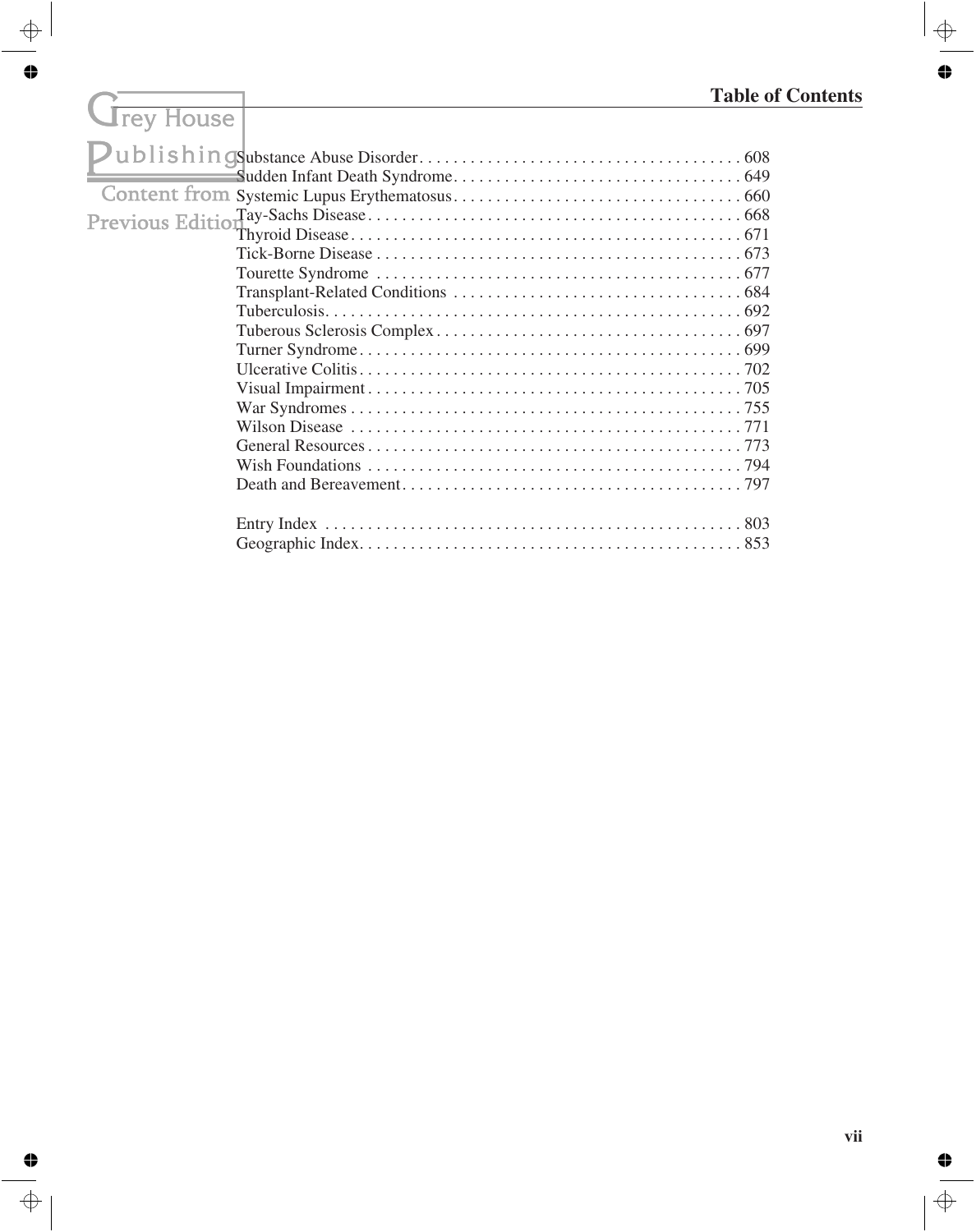Grey House Publishing
Content from Previous Edition

Substance Abuse Disorder . . . . . . . . . . . . . . . . . . . . . . . . . . . . . . . . . . . . . . 608
Sudden Infant Death Syndrome . . . . . . . . . . . . . . . . . . . . . . . . . . . . . . . . . . 649
Systemic Lupus Erythematosus . . . . . . . . . . . . . . . . . . . . . . . . . . . . . . . . . . 660
Tay-Sachs Disease . . . . . . . . . . . . . . . . . . . . . . . . . . . . . . . . . . . . . . . . . . . . 668
Thyroid Disease . . . . . . . . . . . . . . . . . . . . . . . . . . . . . . . . . . . . . . . . . . . . . . 671
Tick-Borne Disease . . . . . . . . . . . . . . . . . . . . . . . . . . . . . . . . . . . . . . . . . . . 673
Tourette Syndrome . . . . . . . . . . . . . . . . . . . . . . . . . . . . . . . . . . . . . . . . . . . 677
Transplant-Related Conditions . . . . . . . . . . . . . . . . . . . . . . . . . . . . . . . . . . 684
Tuberculosis . . . . . . . . . . . . . . . . . . . . . . . . . . . . . . . . . . . . . . . . . . . . . . . . 692
Tuberous Sclerosis Complex . . . . . . . . . . . . . . . . . . . . . . . . . . . . . . . . . . . . 697
Turner Syndrome . . . . . . . . . . . . . . . . . . . . . . . . . . . . . . . . . . . . . . . . . . . . 699
Ulcerative Colitis . . . . . . . . . . . . . . . . . . . . . . . . . . . . . . . . . . . . . . . . . . . . . 702
Visual Impairment . . . . . . . . . . . . . . . . . . . . . . . . . . . . . . . . . . . . . . . . . . . . 705
War Syndromes . . . . . . . . . . . . . . . . . . . . . . . . . . . . . . . . . . . . . . . . . . . . . . 755
Wilson Disease . . . . . . . . . . . . . . . . . . . . . . . . . . . . . . . . . . . . . . . . . . . . . . 771
General Resources . . . . . . . . . . . . . . . . . . . . . . . . . . . . . . . . . . . . . . . . . . . . 773
Wish Foundations . . . . . . . . . . . . . . . . . . . . . . . . . . . . . . . . . . . . . . . . . . . . 794
Death and Bereavement . . . . . . . . . . . . . . . . . . . . . . . . . . . . . . . . . . . . . . . . 797

Entry Index . . . . . . . . . . . . . . . . . . . . . . . . . . . . . . . . . . . . . . . . . . . . . . . . . 803
Geographic Index . . . . . . . . . . . . . . . . . . . . . . . . . . . . . . . . . . . . . . . . . . . . . 853